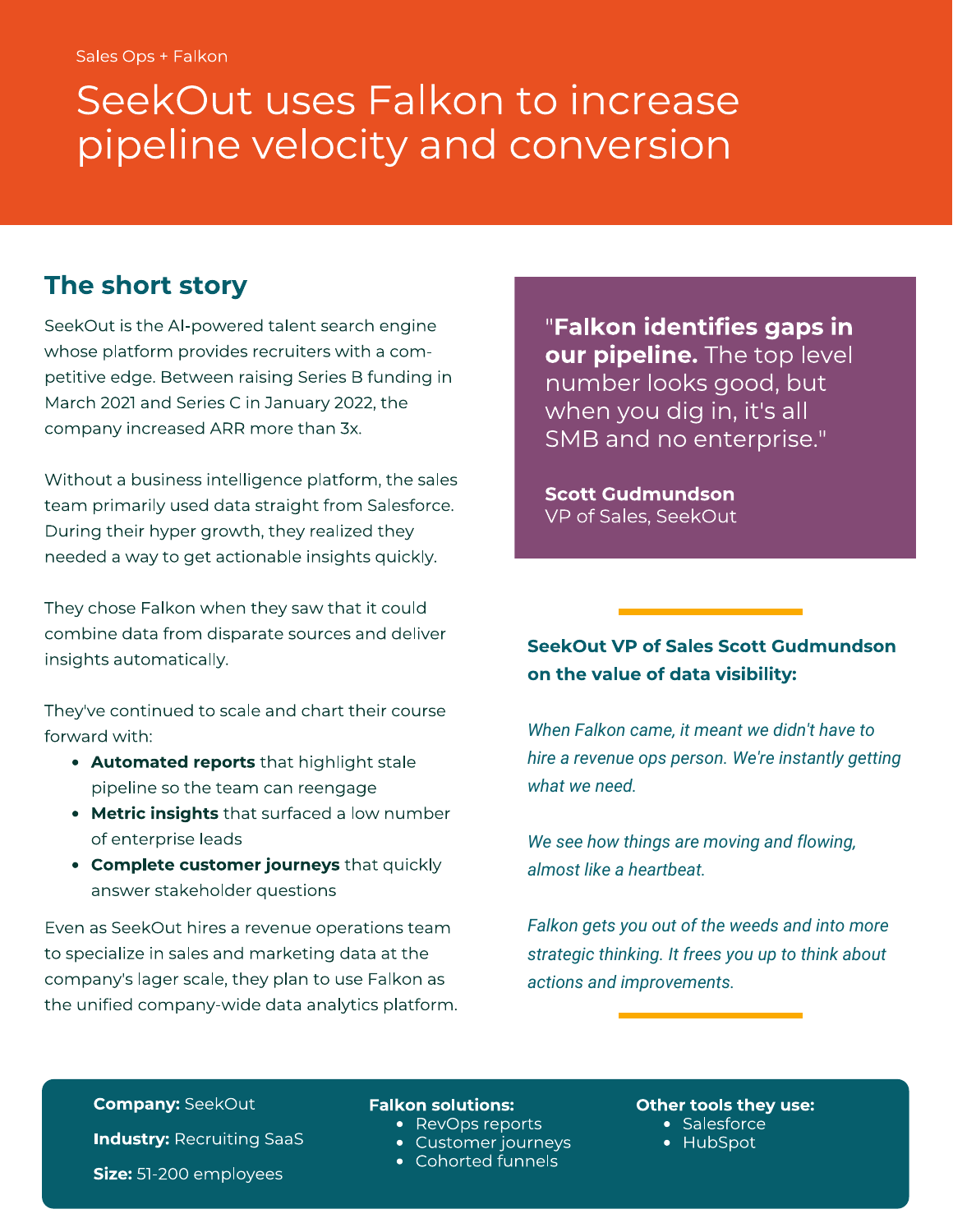Sales Ops + Falkon

# SeekOut uses Falkon to increase pipeline velocity and conversion

## The short story

SeekOut is the AI-powered talent search engine whose platform provides recruiters with a competitive edge. Between raising Series B funding in March 2021 and Series C in January 2022, the company increased ARR more than 3x.

Without a business intelligence platform, the sales team primarily used data straight from Salesforce. During their hyper growth, they realized they needed a way to get actionable insights quickly.

They chose Falkon when they saw that it could combine data from disparate sources and deliver insights automatically.

They've continued to scale and chart their course forward with:

- **Automated reports** that highlight stale pipeline so the team can reengage
- **Metric insights** that surfaced a low number of enterprise leads
- **Complete customer journeys** that quickly answer stakeholder questions

Even as SeekOut hires a revenue operations team to specialize in sales and marketing data at the company's lager scale, they plan to use Falkon as the unified company-wide data analytics platform.

> "**Falkon identifies gaps in our pipeline.** The top level number looks good, but when you dig in, it's all SMB and no enterprise."
>
> **Scott Gudmundson**
> VP of Sales, SeekOut

**SeekOut VP of Sales Scott Gudmundson on the value of data visibility:**

*When Falkon came, it meant we didn't have to hire a revenue ops person. We're instantly getting what we need.*

*We see how things are moving and flowing, almost like a heartbeat.*

*Falkon gets you out of the weeds and into more strategic thinking. It frees you up to think about actions and improvements.*

**Company:** SeekOut

**Industry:** Recruiting SaaS

**Size:** 51-200 employees

**Falkon solutions:**

- RevOps reports
- Customer journeys
- Cohorted funnels

**Other tools they use:**

- Salesforce
- HubSpot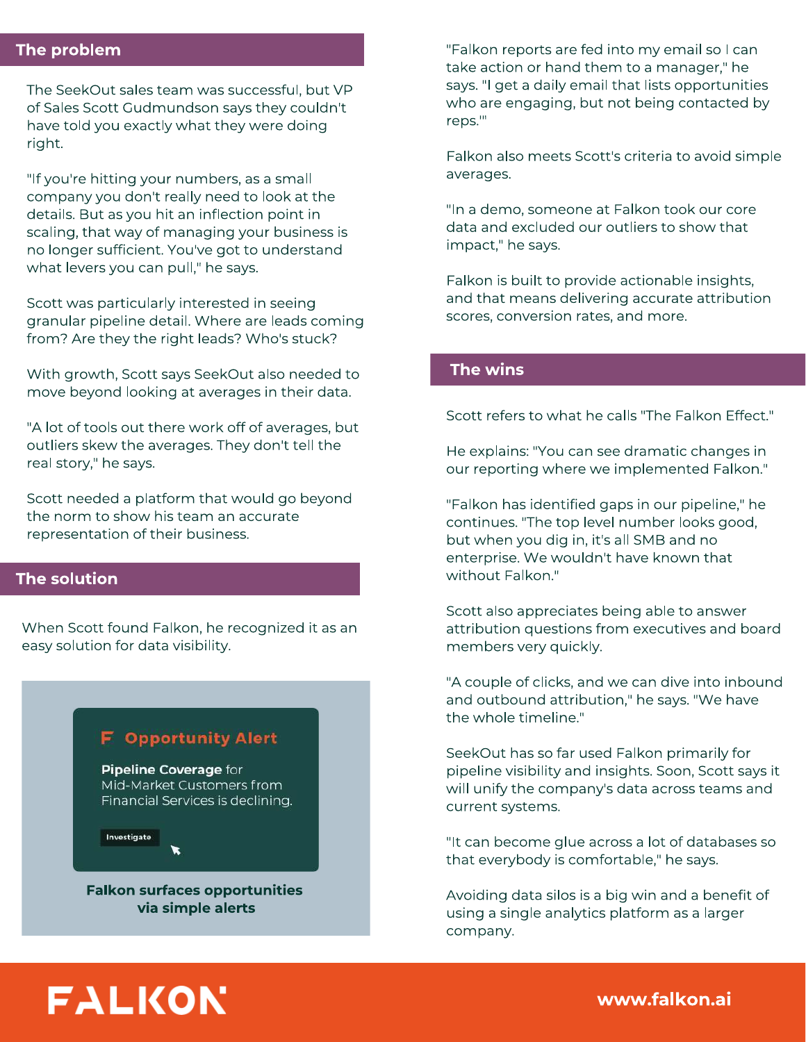## The problem

The SeekOut sales team was successful, but VP of Sales Scott Gudmundson says they couldn't have told you exactly what they were doing right.

"If you're hitting your numbers, as a small company you don't really need to look at the details. But as you hit an inflection point in scaling, that way of managing your business is no longer sufficient. You've got to understand what levers you can pull," he says.

Scott was particularly interested in seeing granular pipeline detail. Where are leads coming from? Are they the right leads? Who's stuck?

With growth, Scott says SeekOut also needed to move beyond looking at averages in their data.

"A lot of tools out there work off of averages, but outliers skew the averages. They don't tell the real story," he says.

Scott needed a platform that would go beyond the norm to show his team an accurate representation of their business.

## The solution

When Scott found Falkon, he recognized it as an easy solution for data visibility.

**Opportunity Alert**

**Pipeline Coverage** for Mid-Market Customers from Financial Services is declining.

Investigate

**Falkon surfaces opportunities via simple alerts**

"Falkon reports are fed into my email so I can take action or hand them to a manager," he says. "I get a daily email that lists opportunities who are engaging, but not being contacted by reps.'"

Falkon also meets Scott's criteria to avoid simple averages.

"In a demo, someone at Falkon took our core data and excluded our outliers to show that impact," he says.

Falkon is built to provide actionable insights, and that means delivering accurate attribution scores, conversion rates, and more.

## The wins

Scott refers to what he calls "The Falkon Effect."

He explains: "You can see dramatic changes in our reporting where we implemented Falkon."

"Falkon has identified gaps in our pipeline," he continues. "The top level number looks good, but when you dig in, it's all SMB and no enterprise. We wouldn't have known that without Falkon."

Scott also appreciates being able to answer attribution questions from executives and board members very quickly.

"A couple of clicks, and we can dive into inbound and outbound attribution," he says. "We have the whole timeline."

SeekOut has so far used Falkon primarily for pipeline visibility and insights. Soon, Scott says it will unify the company's data across teams and current systems.

"It can become glue across a lot of databases so that everybody is comfortable," he says.

Avoiding data silos is a big win and a benefit of using a single analytics platform as a larger company.

FALKON

www.falkon.ai